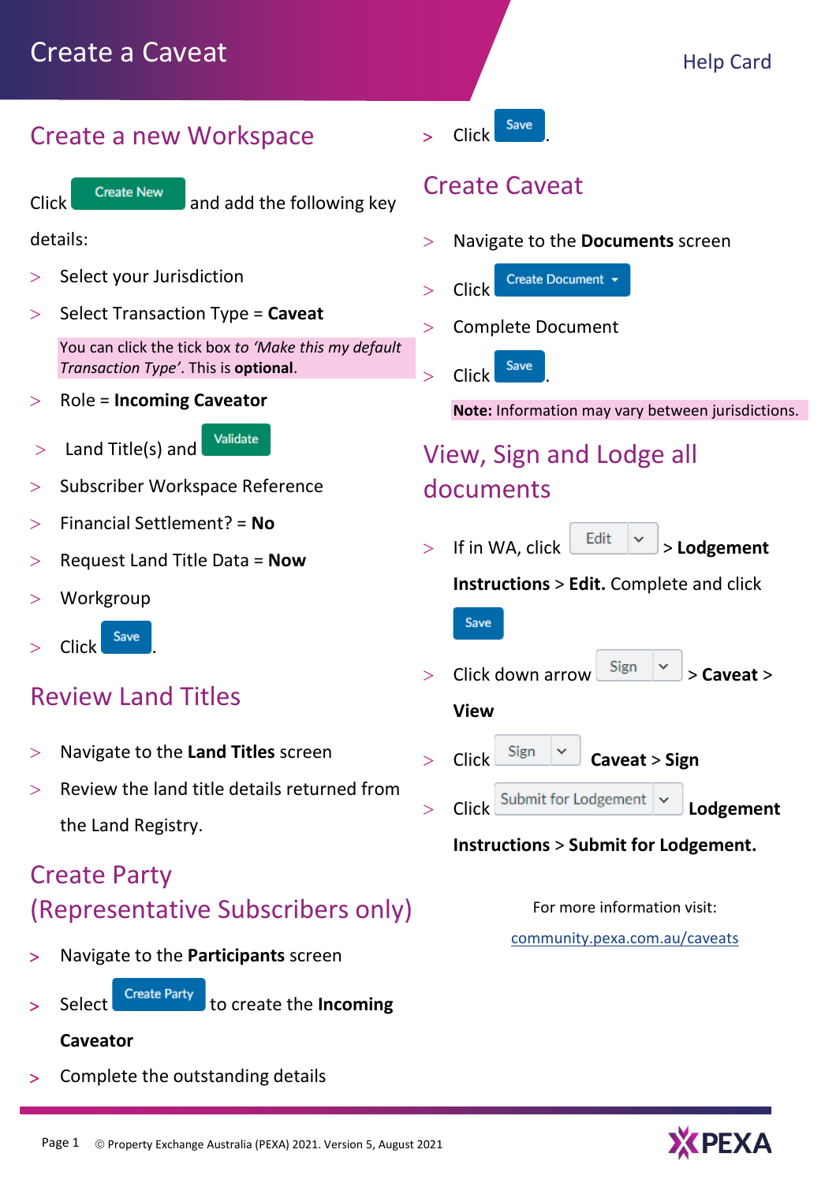# Create a Caveat

Help Card

## Create a new Workspace

Click **Create New** and add the following key details:

- Select your Jurisdiction
- Select Transaction Type = **Caveat**

  You can click the tick box *to 'Make this my default Transaction Type'*. This is **optional**.

- Role = **Incoming Caveator**
- Land Title(s) and **Validate**
- Subscriber Workspace Reference
- Financial Settlement? = **No**
- Request Land Title Data = **Now**
- Workgroup
- Click **Save**.

## Review Land Titles

- Navigate to the **Land Titles** screen
- Review the land title details returned from the Land Registry.

## Create Party (Representative Subscribers only)

- Navigate to the **Participants** screen
- Select **Create Party** to create the **Incoming Caveator**
- Complete the outstanding details
- Click **Save**.

## Create Caveat

- Navigate to the **Documents** screen
- Click **Create Document**
- Complete Document
- Click **Save**.

**Note:** Information may vary between jurisdictions.

## View, Sign and Lodge all documents

- If in WA, click **Edit** > **Lodgement Instructions** > **Edit.** Complete and click **Save**
- Click down arrow **Sign** > **Caveat** > **View**
- Click **Sign** **Caveat** > **Sign**
- Click **Submit for Lodgement** **Lodgement Instructions** > **Submit for Lodgement.**

For more information visit:

community.pexa.com.au/caveats

© Property Exchange Australia (PEXA) 2021. Version 5, August 2021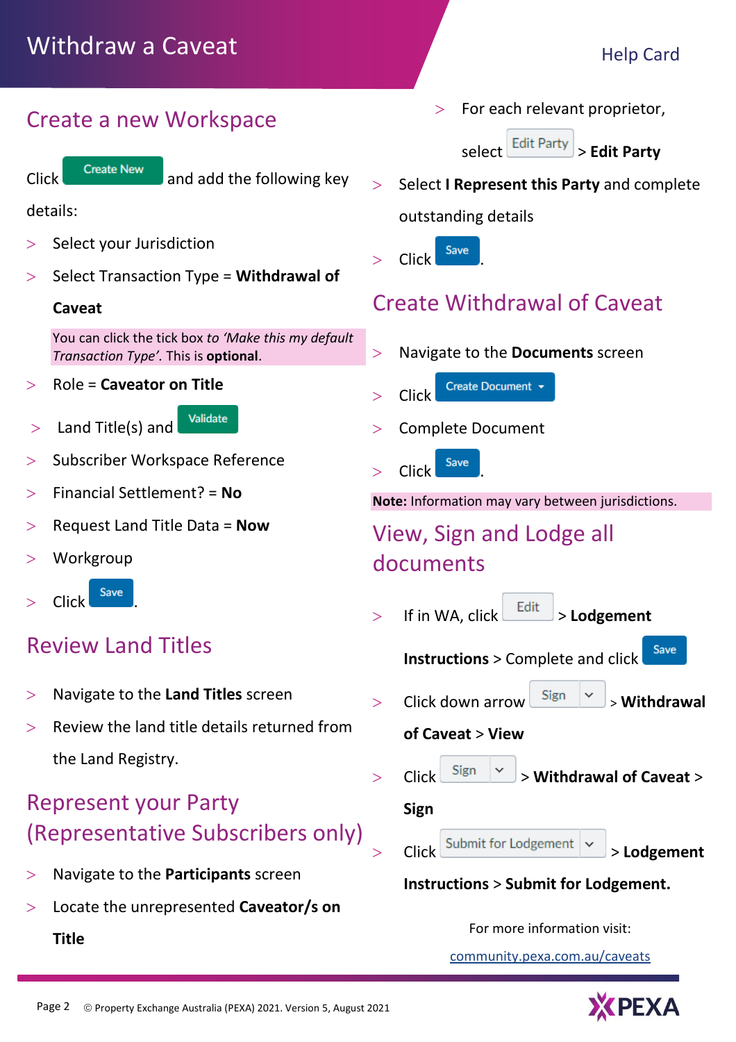# Withdraw a Caveat

Help Card

## Create a new Workspace

Click **Create New** and add the following key details:

- Select your Jurisdiction
- Select Transaction Type = **Withdrawal of Caveat**

You can click the tick box *to 'Make this my default Transaction Type'*. This is **optional**.

- Role = **Caveator on Title**
- Land Title(s) and **Validate**
- Subscriber Workspace Reference
- Financial Settlement? = **No**
- Request Land Title Data = **Now**
- Workgroup
- Click **Save**.

## Review Land Titles

- Navigate to the **Land Titles** screen
- Review the land title details returned from the Land Registry.

## Represent your Party (Representative Subscribers only)

- Navigate to the **Participants** screen
- Locate the unrepresented **Caveator/s on Title**
- For each relevant proprietor, select **Edit Party** > **Edit Party**
- Select **I Represent this Party** and complete outstanding details
- Click **Save**.

## Create Withdrawal of Caveat

- Navigate to the **Documents** screen
- Click **Create Document**
- Complete Document
- Click **Save**.

**Note:** Information may vary between jurisdictions.

## View, Sign and Lodge all documents

- If in WA, click **Edit** > **Lodgement Instructions** > Complete and click **Save**
- Click down arrow **Sign** > **Withdrawal of Caveat** > **View**
- Click **Sign** > **Withdrawal of Caveat** > **Sign**
- Click **Submit for Lodgement** > **Lodgement Instructions** > **Submit for Lodgement.**

For more information visit:

community.pexa.com.au/caveats

© Property Exchange Australia (PEXA) 2021. Version 5, August 2021